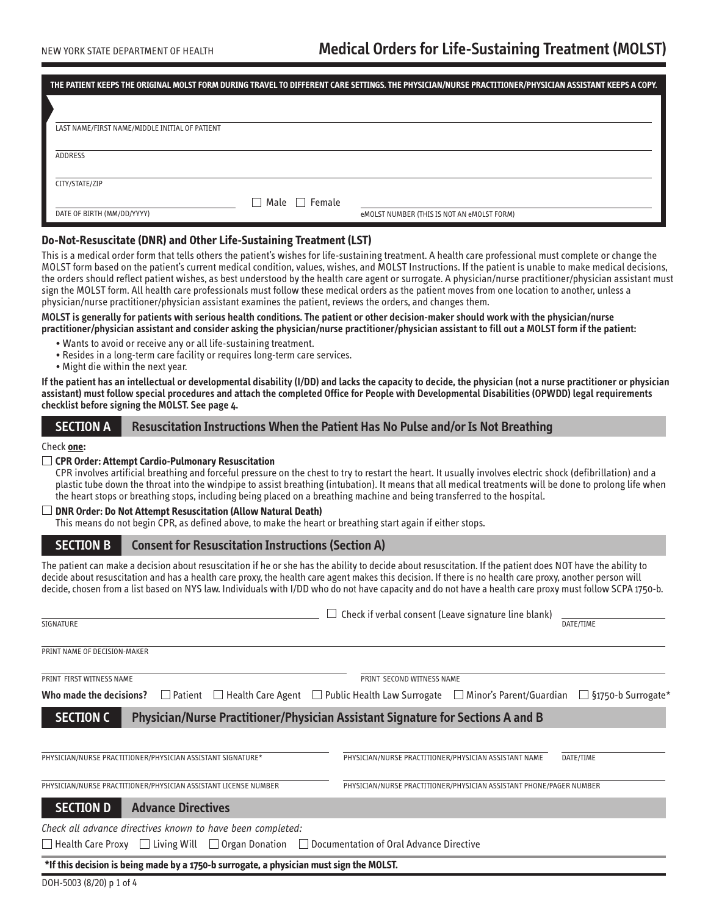NEW YORK STATE DEPARTMENT OF HEALTH

# Medical Orders for Life-Sustaining Treatment (MOLST)

**THE PATIENT KEEPS THE ORIGINAL MOLST FORM DURING TRAVEL TO DIFFERENT CARE SETTINGS. THE PHYSICIAN/NURSE PRACTITIONER/PHYSICIAN ASSISTANT KEEPS A COPY.**

LAST NAME/FIRST NAME/MIDDLE INITIAL OF PATIENT

ADDRESS

CITY/STATE/ZIP

DATE OF BIRTH (MM/DD/YYYY) ☐ Male ☐ Female eMOLST NUMBER (THIS IS NOT AN eMOLST FORM)

## Do-Not-Resuscitate (DNR) and Other Life-Sustaining Treatment (LST)

This is a medical order form that tells others the patient's wishes for life-sustaining treatment. A health care professional must complete or change the MOLST form based on the patient's current medical condition, values, wishes, and MOLST Instructions. If the patient is unable to make medical decisions, the orders should reflect patient wishes, as best understood by the health care agent or surrogate. A physician/nurse practitioner/physician assistant must sign the MOLST form. All health care professionals must follow these medical orders as the patient moves from one location to another, unless a physician/nurse practitioner/physician assistant examines the patient, reviews the orders, and changes them.

**MOLST is generally for patients with serious health conditions. The patient or other decision-maker should work with the physician/nurse practitioner/physician assistant and consider asking the physician/nurse practitioner/physician assistant to fill out a MOLST form if the patient:**

- Wants to avoid or receive any or all life-sustaining treatment.
- Resides in a long-term care facility or requires long-term care services.
- Might die within the next year.

**If the patient has an intellectual or developmental disability (I/DD) and lacks the capacity to decide, the physician (not a nurse practitioner or physician assistant) must follow special procedures and attach the completed Office for People with Developmental Disabilities (OPWDD) legal requirements checklist before signing the MOLST. See page 4.**

## SECTION A Resuscitation Instructions When the Patient Has No Pulse and/or Is Not Breathing

Check **one:**

☐ **CPR Order: Attempt Cardio-Pulmonary Resuscitation**
CPR involves artificial breathing and forceful pressure on the chest to try to restart the heart. It usually involves electric shock (defibrillation) and a plastic tube down the throat into the windpipe to assist breathing (intubation). It means that all medical treatments will be done to prolong life when the heart stops or breathing stops, including being placed on a breathing machine and being transferred to the hospital.

☐ **DNR Order: Do Not Attempt Resuscitation (Allow Natural Death)**
This means do not begin CPR, as defined above, to make the heart or breathing start again if either stops.

## SECTION B Consent for Resuscitation Instructions (Section A)

The patient can make a decision about resuscitation if he or she has the ability to decide about resuscitation. If the patient does NOT have the ability to decide about resuscitation and has a health care proxy, the health care agent makes this decision. If there is no health care proxy, another person will decide, chosen from a list based on NYS law. Individuals with I/DD who do not have capacity and do not have a health care proxy must follow SCPA 1750-b.

SIGNATURE ☐ Check if verbal consent (Leave signature line blank) DATE/TIME

PRINT NAME OF DECISION-MAKER

PRINT FIRST WITNESS NAME PRINT SECOND WITNESS NAME

**Who made the decisions?** ☐ Patient ☐ Health Care Agent ☐ Public Health Law Surrogate ☐ Minor's Parent/Guardian ☐ §1750-b Surrogate*

## SECTION C Physician/Nurse Practitioner/Physician Assistant Signature for Sections A and B

PHYSICIAN/NURSE PRACTITIONER/PHYSICIAN ASSISTANT SIGNATURE* PHYSICIAN/NURSE PRACTITIONER/PHYSICIAN ASSISTANT NAME DATE/TIME

PHYSICIAN/NURSE PRACTITIONER/PHYSICIAN ASSISTANT LICENSE NUMBER PHYSICIAN/NURSE PRACTITIONER/PHYSICIAN ASSISTANT PHONE/PAGER NUMBER

## SECTION D Advance Directives

*Check all advance directives known to have been completed:*

☐ Health Care Proxy ☐ Living Will ☐ Organ Donation ☐ Documentation of Oral Advance Directive

**\*If this decision is being made by a 1750-b surrogate, a physician must sign the MOLST.**

DOH-5003 (8/20)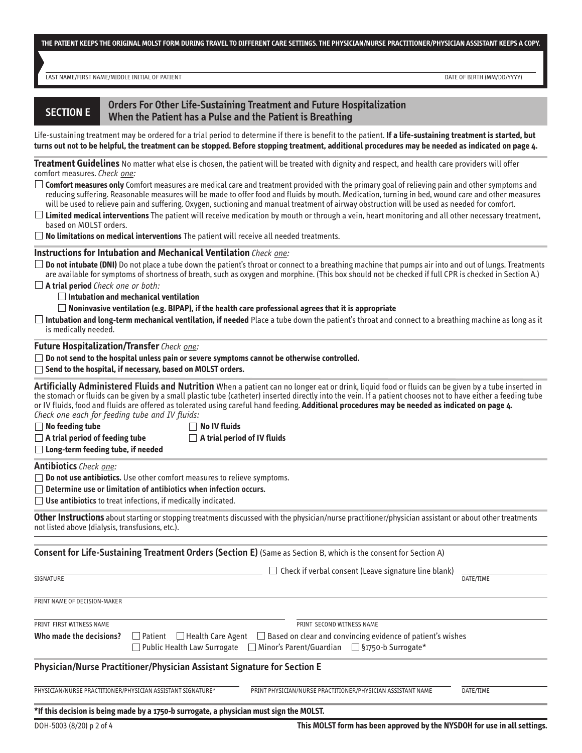**THE PATIENT KEEPS THE ORIGINAL MOLST FORM DURING TRAVEL TO DIFFERENT CARE SETTINGS. THE PHYSICIAN/NURSE PRACTITIONER/PHYSICIAN ASSISTANT KEEPS A COPY.**

LAST NAME/FIRST NAME/MIDDLE INITIAL OF PATIENT | DATE OF BIRTH (MM/DD/YYYY)

## SECTION E — Orders For Other Life-Sustaining Treatment and Future Hospitalization When the Patient has a Pulse and the Patient is Breathing

Life-sustaining treatment may be ordered for a trial period to determine if there is benefit to the patient. **If a life-sustaining treatment is started, but turns out not to be helpful, the treatment can be stopped. Before stopping treatment, additional procedures may be needed as indicated on page 4.**

**Treatment Guidelines** No matter what else is chosen, the patient will be treated with dignity and respect, and health care providers will offer comfort measures. *Check one:*

- ☐ **Comfort measures only** Comfort measures are medical care and treatment provided with the primary goal of relieving pain and other symptoms and reducing suffering. Reasonable measures will be made to offer food and fluids by mouth. Medication, turning in bed, wound care and other measures will be used to relieve pain and suffering. Oxygen, suctioning and manual treatment of airway obstruction will be used as needed for comfort.
- ☐ **Limited medical interventions** The patient will receive medication by mouth or through a vein, heart monitoring and all other necessary treatment, based on MOLST orders.
- ☐ **No limitations on medical interventions** The patient will receive all needed treatments.

**Instructions for Intubation and Mechanical Ventilation** *Check one:*

- ☐ **Do not intubate (DNI)** Do not place a tube down the patient's throat or connect to a breathing machine that pumps air into and out of lungs. Treatments are available for symptoms of shortness of breath, such as oxygen and morphine. (This box should not be checked if full CPR is checked in Section A.)
- ☐ **A trial period** *Check one or both:*
  - ☐ **Intubation and mechanical ventilation**
  - ☐ **Noninvasive ventilation (e.g. BIPAP), if the health care professional agrees that it is appropriate**
- ☐ **Intubation and long-term mechanical ventilation, if needed** Place a tube down the patient's throat and connect to a breathing machine as long as it is medically needed.

**Future Hospitalization/Transfer** *Check one:*

- ☐ **Do not send to the hospital unless pain or severe symptoms cannot be otherwise controlled.**
- ☐ **Send to the hospital, if necessary, based on MOLST orders.**

**Artificially Administered Fluids and Nutrition** When a patient can no longer eat or drink, liquid food or fluids can be given by a tube inserted in the stomach or fluids can be given by a small plastic tube (catheter) inserted directly into the vein. If a patient chooses not to have either a feeding tube or IV fluids, food and fluids are offered as tolerated using careful hand feeding. **Additional procedures may be needed as indicated on page 4.**
*Check one each for feeding tube and IV fluids:*

- ☐ **No feeding tube**
- ☐ **A trial period of feeding tube**
- ☐ **Long-term feeding tube, if needed**

- ☐ **No IV fluids**
- ☐ **A trial period of IV fluids**

**Antibiotics** *Check one:*

- ☐ **Do not use antibiotics.** Use other comfort measures to relieve symptoms.
- ☐ **Determine use or limitation of antibiotics when infection occurs.**
- ☐ **Use antibiotics** to treat infections, if medically indicated.

**Other Instructions** about starting or stopping treatments discussed with the physician/nurse practitioner/physician assistant or about other treatments not listed above (dialysis, transfusions, etc.).

### Consent for Life-Sustaining Treatment Orders (Section E) (Same as Section B, which is the consent for Section A)

SIGNATURE ☐ Check if verbal consent (Leave signature line blank) DATE/TIME

PRINT NAME OF DECISION-MAKER

PRINT FIRST WITNESS NAME | PRINT SECOND WITNESS NAME

**Who made the decisions?** ☐ Patient ☐ Health Care Agent ☐ Based on clear and convincing evidence of patient's wishes ☐ Public Health Law Surrogate ☐ Minor's Parent/Guardian ☐ §1750-b Surrogate*

### Physician/Nurse Practitioner/Physician Assistant Signature for Section E

PHYSICIAN/NURSE PRACTITIONER/PHYSICIAN ASSISTANT SIGNATURE* | PRINT PHYSICIAN/NURSE PRACTITIONER/PHYSICIAN ASSISTANT NAME | DATE/TIME

**\*If this decision is being made by a 1750-b surrogate, a physician must sign the MOLST.**

DOH-5003 (8/20) **This MOLST form has been approved by the NYSDOH for use in all settings.**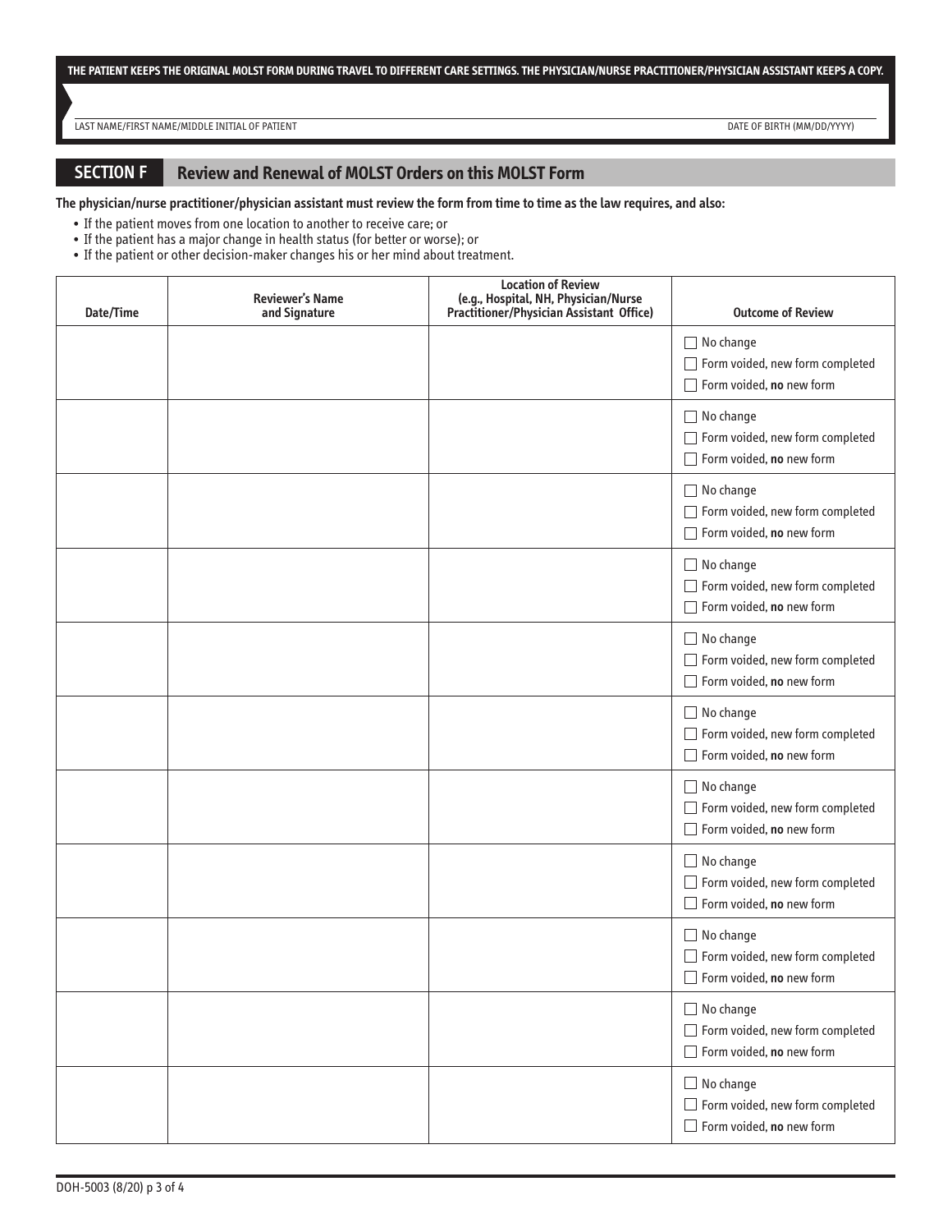**THE PATIENT KEEPS THE ORIGINAL MOLST FORM DURING TRAVEL TO DIFFERENT CARE SETTINGS. THE PHYSICIAN/NURSE PRACTITIONER/PHYSICIAN ASSISTANT KEEPS A COPY.**

LAST NAME/FIRST NAME/MIDDLE INITIAL OF PATIENT

DATE OF BIRTH (MM/DD/YYYY)

## SECTION F Review and Renewal of MOLST Orders on this MOLST Form

**The physician/nurse practitioner/physician assistant must review the form from time to time as the law requires, and also:**

- If the patient moves from one location to another to receive care; or
- If the patient has a major change in health status (for better or worse); or
- If the patient or other decision-maker changes his or her mind about treatment.

| Date/Time | Reviewer's Name and Signature | Location of Review (e.g., Hospital, NH, Physician/Nurse Practitioner/Physician Assistant Office) | Outcome of Review |
|---|---|---|---|
| | | | ☐ No change<br>☐ Form voided, new form completed<br>☐ Form voided, **no** new form |
| | | | ☐ No change<br>☐ Form voided, new form completed<br>☐ Form voided, **no** new form |
| | | | ☐ No change<br>☐ Form voided, new form completed<br>☐ Form voided, **no** new form |
| | | | ☐ No change<br>☐ Form voided, new form completed<br>☐ Form voided, **no** new form |
| | | | ☐ No change<br>☐ Form voided, new form completed<br>☐ Form voided, **no** new form |
| | | | ☐ No change<br>☐ Form voided, new form completed<br>☐ Form voided, **no** new form |
| | | | ☐ No change<br>☐ Form voided, new form completed<br>☐ Form voided, **no** new form |
| | | | ☐ No change<br>☐ Form voided, new form completed<br>☐ Form voided, **no** new form |
| | | | ☐ No change<br>☐ Form voided, new form completed<br>☐ Form voided, **no** new form |
| | | | ☐ No change<br>☐ Form voided, new form completed<br>☐ Form voided, **no** new form |
| | | | ☐ No change<br>☐ Form voided, new form completed<br>☐ Form voided, **no** new form |

DOH-5003 (8/20)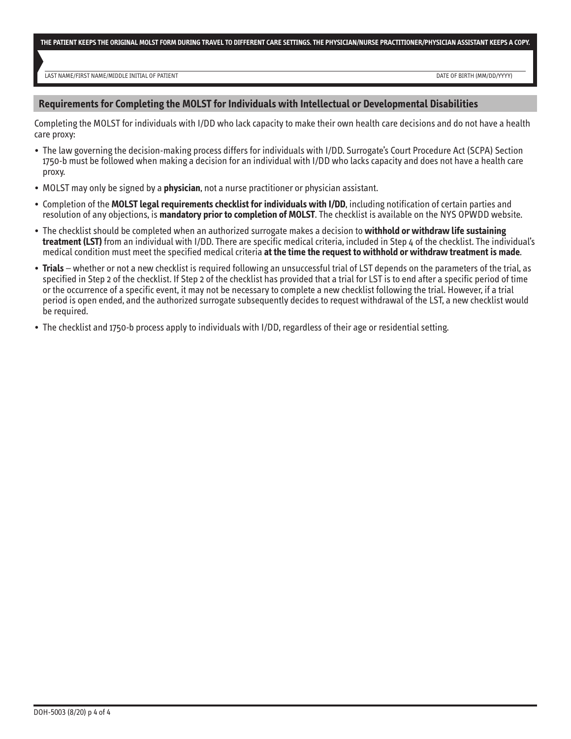THE PATIENT KEEPS THE ORIGINAL MOLST FORM DURING TRAVEL TO DIFFERENT CARE SETTINGS. THE PHYSICIAN/NURSE PRACTITIONER/PHYSICIAN ASSISTANT KEEPS A COPY.

LAST NAME/FIRST NAME/MIDDLE INITIAL OF PATIENT DATE OF BIRTH (MM/DD/YYYY)

## Requirements for Completing the MOLST for Individuals with Intellectual or Developmental Disabilities

Completing the MOLST for individuals with I/DD who lack capacity to make their own health care decisions and do not have a health care proxy:

- The law governing the decision-making process differs for individuals with I/DD. Surrogate's Court Procedure Act (SCPA) Section 1750-b must be followed when making a decision for an individual with I/DD who lacks capacity and does not have a health care proxy.
- MOLST may only be signed by a **physician**, not a nurse practitioner or physician assistant.
- Completion of the **MOLST legal requirements checklist for individuals with I/DD**, including notification of certain parties and resolution of any objections, is **mandatory prior to completion of MOLST**. The checklist is available on the NYS OPWDD website.
- The checklist should be completed when an authorized surrogate makes a decision to **withhold or withdraw life sustaining treatment (LST)** from an individual with I/DD. There are specific medical criteria, included in Step 4 of the checklist. The individual's medical condition must meet the specified medical criteria **at the time the request to withhold or withdraw treatment is made**.
- **Trials** – whether or not a new checklist is required following an unsuccessful trial of LST depends on the parameters of the trial, as specified in Step 2 of the checklist. If Step 2 of the checklist has provided that a trial for LST is to end after a specific period of time or the occurrence of a specific event, it may not be necessary to complete a new checklist following the trial. However, if a trial period is open ended, and the authorized surrogate subsequently decides to request withdrawal of the LST, a new checklist would be required.
- The checklist and 1750-b process apply to individuals with I/DD, regardless of their age or residential setting.

DOH-5003 (8/20)